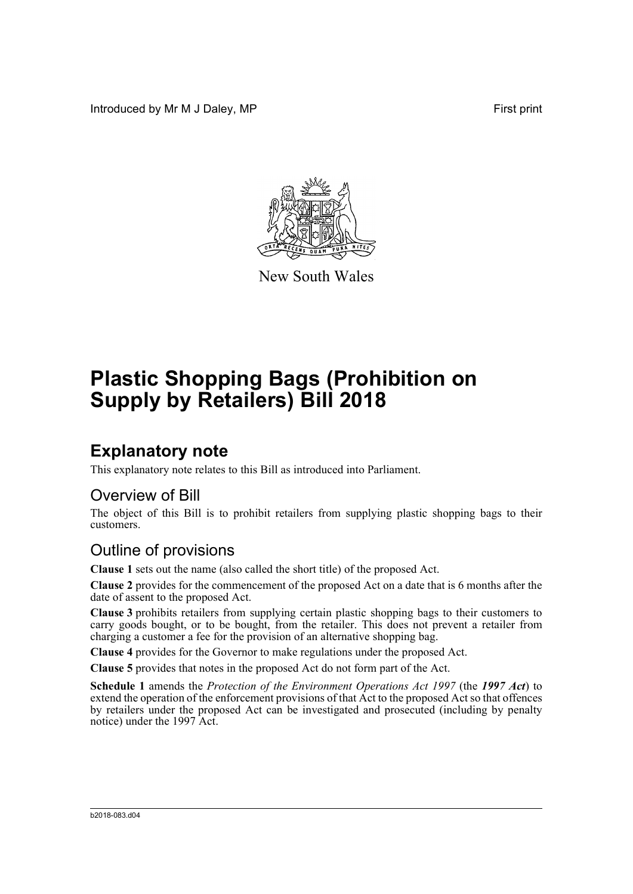Introduced by Mr M J Daley, MP

First print

New South Wales

# Plastic Shopping Bags (Prohibition on Supply by Retailers) Bill 2018

## Explanatory note

This explanatory note relates to this Bill as introduced into Parliament.

### Overview of Bill

The object of this Bill is to prohibit retailers from supplying plastic shopping bags to their customers.

### Outline of provisions

**Clause 1** sets out the name (also called the short title) of the proposed Act.

**Clause 2** provides for the commencement of the proposed Act on a date that is 6 months after the date of assent to the proposed Act.

**Clause 3** prohibits retailers from supplying certain plastic shopping bags to their customers to carry goods bought, or to be bought, from the retailer. This does not prevent a retailer from charging a customer a fee for the provision of an alternative shopping bag.

**Clause 4** provides for the Governor to make regulations under the proposed Act.

**Clause 5** provides that notes in the proposed Act do not form part of the Act.

**Schedule 1** amends the *Protection of the Environment Operations Act 1997* (the ***1997 Act***) to extend the operation of the enforcement provisions of that Act to the proposed Act so that offences by retailers under the proposed Act can be investigated and prosecuted (including by penalty notice) under the 1997 Act.

b2018-083.d04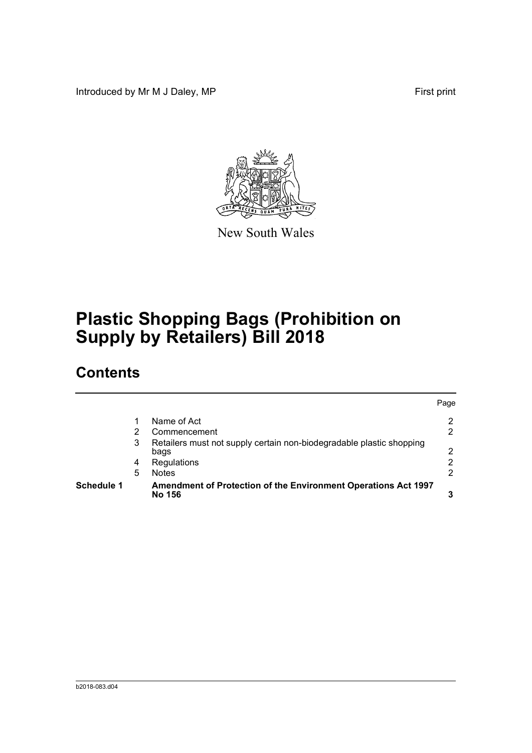Introduced by Mr M J Daley, MP

First print

New South Wales

# Plastic Shopping Bags (Prohibition on Supply by Retailers) Bill 2018

## Contents

| | | | Page |
|---|---|---|---|
| | 1 | Name of Act | 2 |
| | 2 | Commencement | 2 |
| | 3 | Retailers must not supply certain non-biodegradable plastic shopping bags | 2 |
| | 4 | Regulations | 2 |
| | 5 | Notes | 2 |
| **Schedule 1** | | **Amendment of Protection of the Environment Operations Act 1997 No 156** | **3** |

b2018-083.d04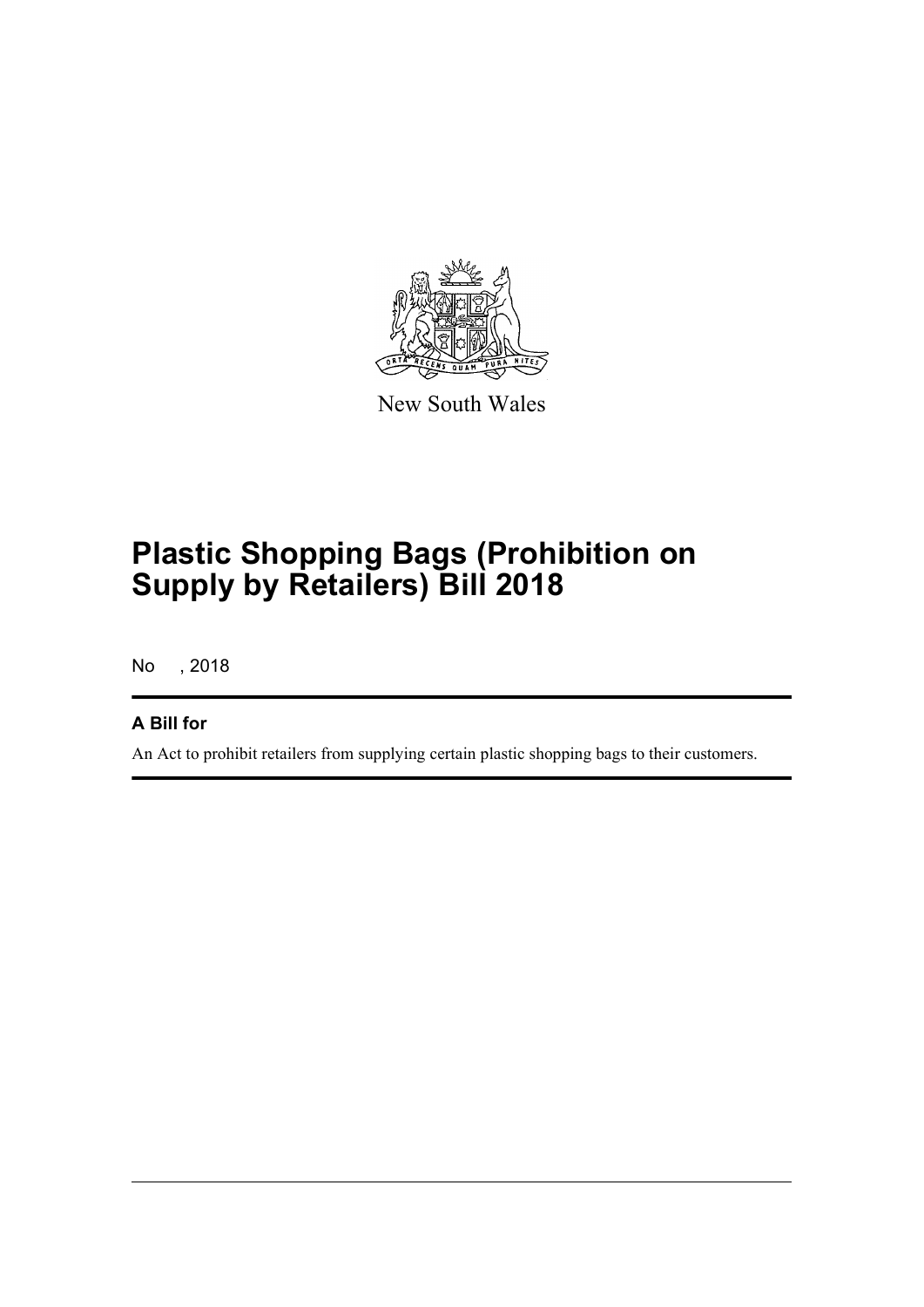New South Wales

# Plastic Shopping Bags (Prohibition on Supply by Retailers) Bill 2018

No , 2018

## A Bill for

An Act to prohibit retailers from supplying certain plastic shopping bags to their customers.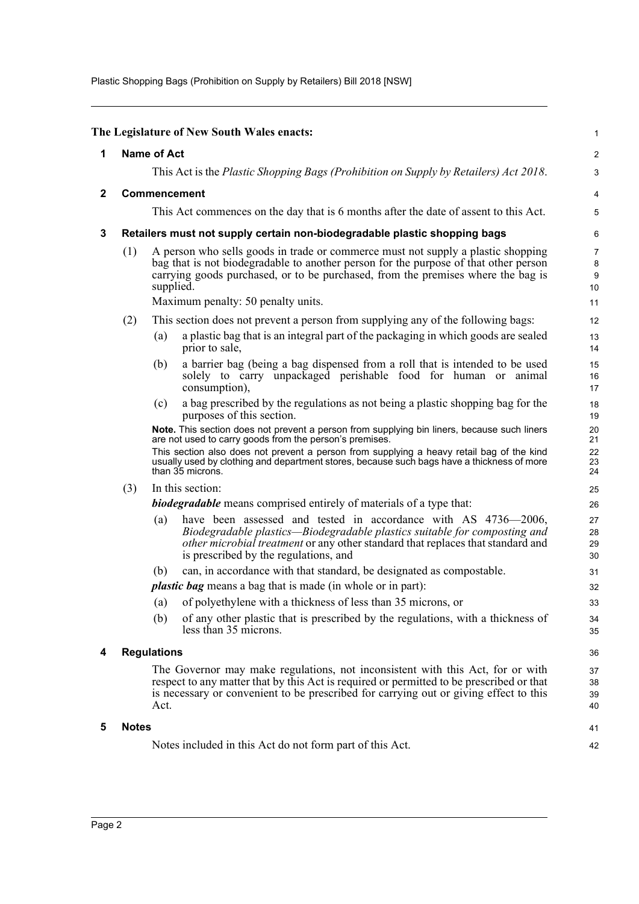**The Legislature of New South Wales enacts:**

## 1 Name of Act

This Act is the *Plastic Shopping Bags (Prohibition on Supply by Retailers) Act 2018*.

## 2 Commencement

This Act commences on the day that is 6 months after the date of assent to this Act.

## 3 Retailers must not supply certain non-biodegradable plastic shopping bags

(1) A person who sells goods in trade or commerce must not supply a plastic shopping bag that is not biodegradable to another person for the purpose of that other person carrying goods purchased, or to be purchased, from the premises where the bag is supplied.

Maximum penalty: 50 penalty units.

(2) This section does not prevent a person from supplying any of the following bags:

- (a) a plastic bag that is an integral part of the packaging in which goods are sealed prior to sale,
- (b) a barrier bag (being a bag dispensed from a roll that is intended to be used solely to carry unpackaged perishable food for human or animal consumption),
- (c) a bag prescribed by the regulations as not being a plastic shopping bag for the purposes of this section.

**Note.** This section does not prevent a person from supplying bin liners, because such liners are not used to carry goods from the person's premises.

This section also does not prevent a person from supplying a heavy retail bag of the kind usually used by clothing and department stores, because such bags have a thickness of more than 35 microns.

(3) In this section:

***biodegradable*** means comprised entirely of materials of a type that:

- (a) have been assessed and tested in accordance with AS 4736—2006, *Biodegradable plastics—Biodegradable plastics suitable for composting and other microbial treatment* or any other standard that replaces that standard and is prescribed by the regulations, and
- (b) can, in accordance with that standard, be designated as compostable.

***plastic bag*** means a bag that is made (in whole or in part):

- (a) of polyethylene with a thickness of less than 35 microns, or
- (b) of any other plastic that is prescribed by the regulations, with a thickness of less than 35 microns.

## 4 Regulations

The Governor may make regulations, not inconsistent with this Act, for or with respect to any matter that by this Act is required or permitted to be prescribed or that is necessary or convenient to be prescribed for carrying out or giving effect to this Act.

## 5 Notes

Notes included in this Act do not form part of this Act.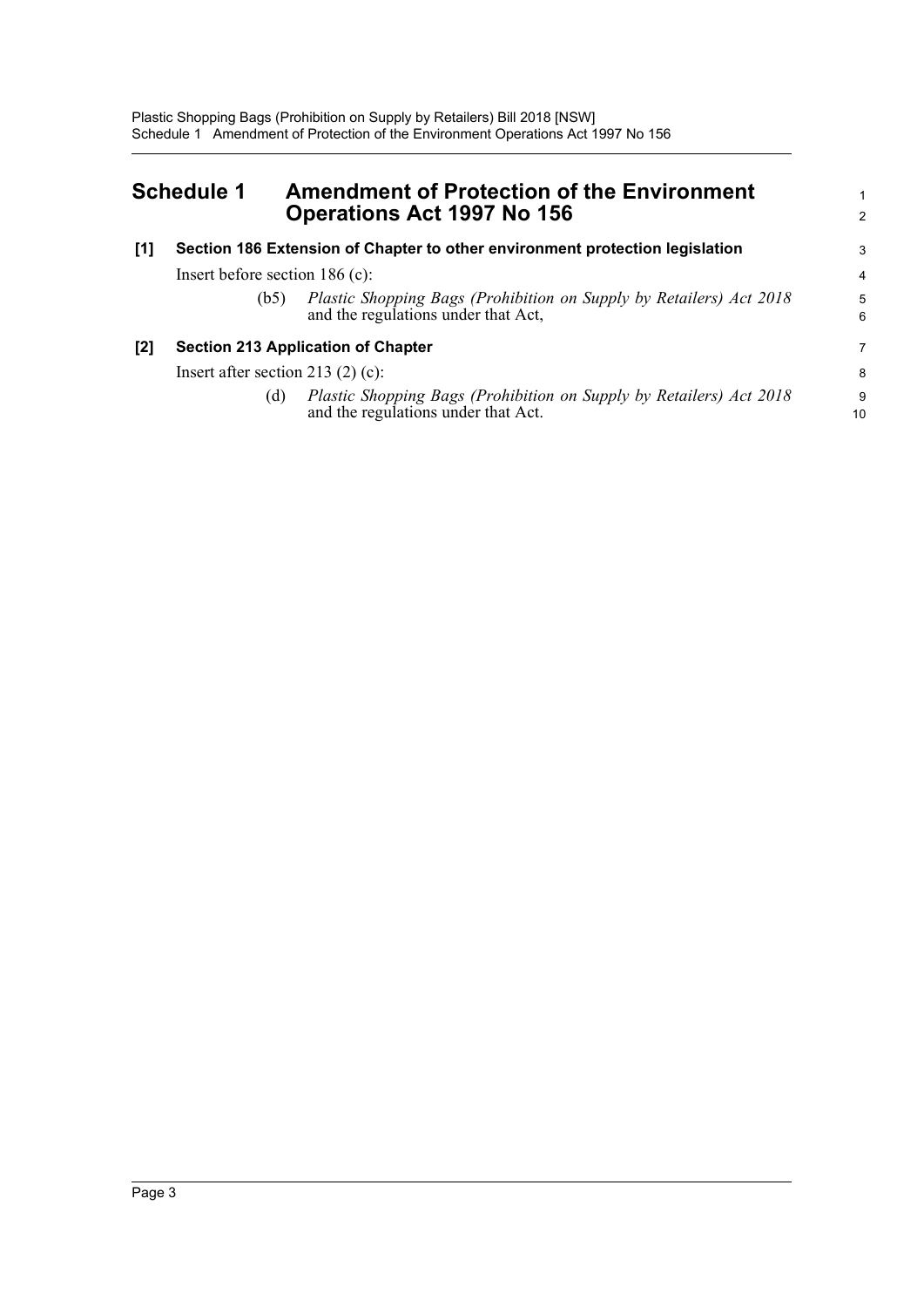## Schedule 1 Amendment of Protection of the Environment Operations Act 1997 No 156

### [1] Section 186 Extension of Chapter to other environment protection legislation

Insert before section 186 (c):

(b5) *Plastic Shopping Bags (Prohibition on Supply by Retailers) Act 2018* and the regulations under that Act,

### [2] Section 213 Application of Chapter

Insert after section 213 (2) (c):

(d) *Plastic Shopping Bags (Prohibition on Supply by Retailers) Act 2018* and the regulations under that Act.